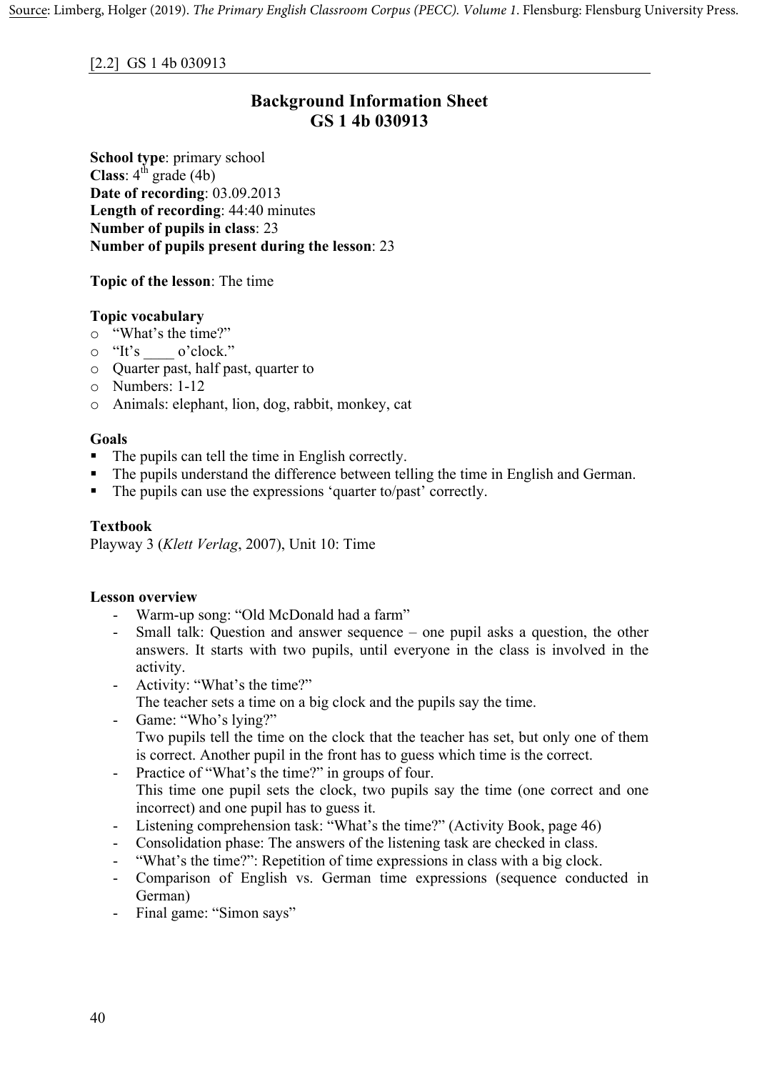Source: Limberg, Holger (2019). *The Primary English Classroom Corpus (PECC). Volume 1*. Flensburg: Flensburg University Press.

[2.2] GS 1 4b 030913

# Background Information Sheet
# GS 1 4b 030913

**School type**: primary school
**Class**: 4th grade (4b)
**Date of recording**: 03.09.2013
**Length of recording**: 44:40 minutes
**Number of pupils in class**: 23
**Number of pupils present during the lesson**: 23

**Topic of the lesson**: The time

**Topic vocabulary**

- "What's the time?"
- "It's ____ o'clock."
- Quarter past, half past, quarter to
- Numbers: 1-12
- Animals: elephant, lion, dog, rabbit, monkey, cat

**Goals**

- The pupils can tell the time in English correctly.
- The pupils understand the difference between telling the time in English and German.
- The pupils can use the expressions 'quarter to/past' correctly.

**Textbook**
Playway 3 (*Klett Verlag*, 2007), Unit 10: Time

**Lesson overview**

- Warm-up song: "Old McDonald had a farm"
- Small talk: Question and answer sequence – one pupil asks a question, the other answers. It starts with two pupils, until everyone in the class is involved in the activity.
- Activity: "What's the time?"
  The teacher sets a time on a big clock and the pupils say the time.
- Game: "Who's lying?"
  Two pupils tell the time on the clock that the teacher has set, but only one of them is correct. Another pupil in the front has to guess which time is the correct.
- Practice of "What's the time?" in groups of four.
  This time one pupil sets the clock, two pupils say the time (one correct and one incorrect) and one pupil has to guess it.
- Listening comprehension task: "What's the time?" (Activity Book, page 46)
- Consolidation phase: The answers of the listening task are checked in class.
- "What's the time?": Repetition of time expressions in class with a big clock.
- Comparison of English vs. German time expressions (sequence conducted in German)
- Final game: "Simon says"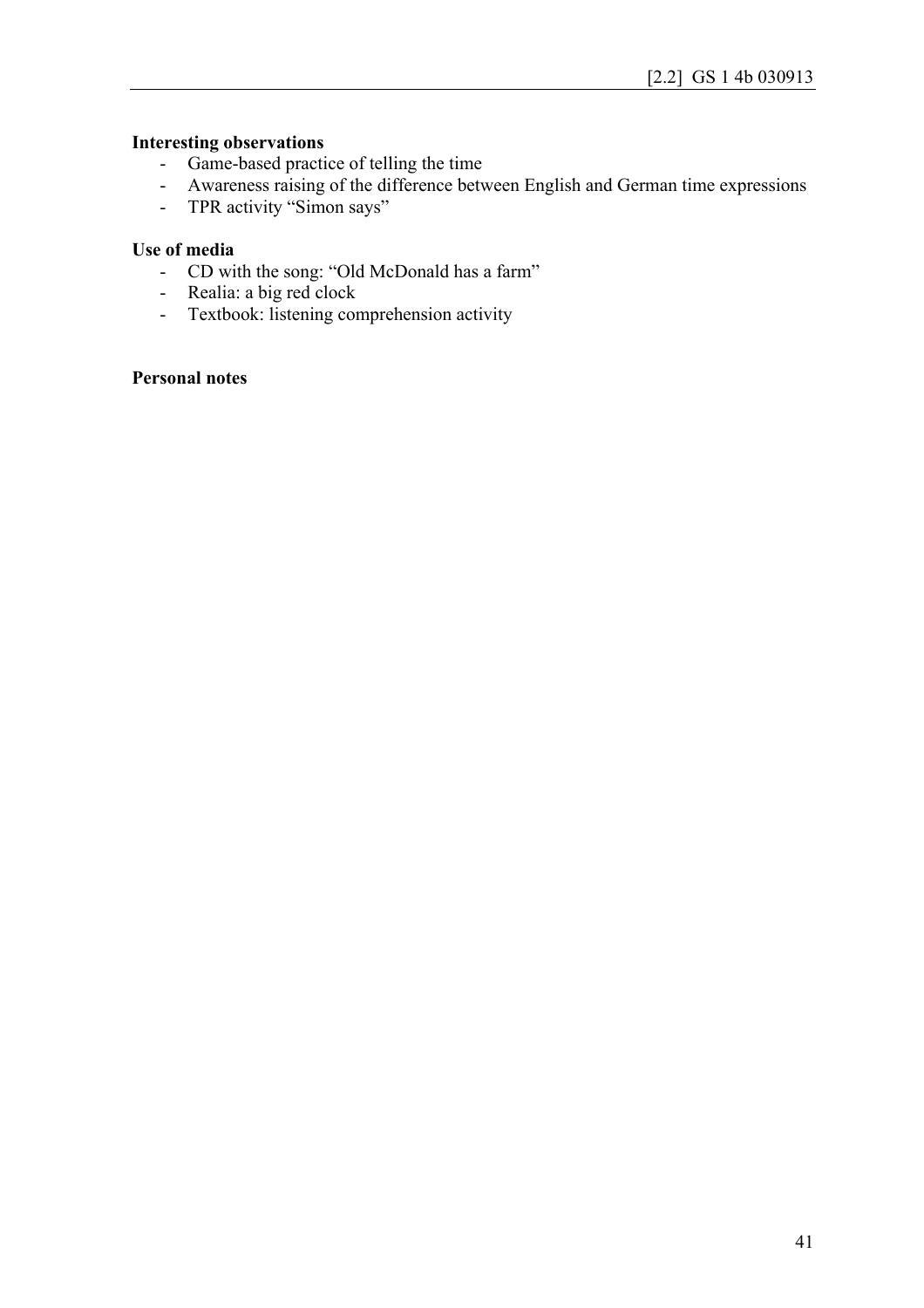**Interesting observations**

- Game-based practice of telling the time
- Awareness raising of the difference between English and German time expressions
- TPR activity "Simon says"

**Use of media**

- CD with the song: "Old McDonald has a farm"
- Realia: a big red clock
- Textbook: listening comprehension activity

**Personal notes**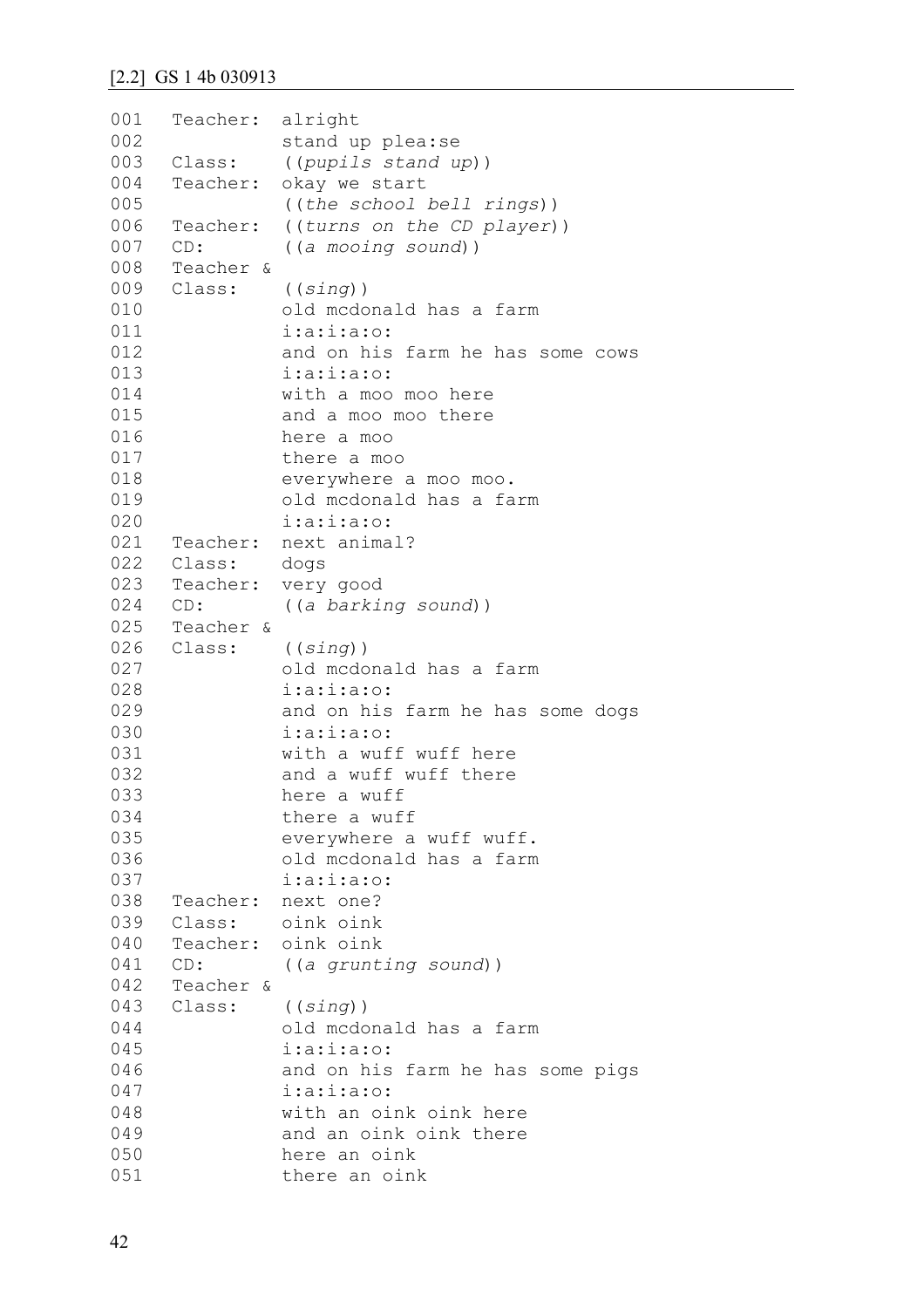[2.2] GS 1 4b 030913

```
001   Teacher:  alright
002             stand up plea:se
003   Class:    ((pupils stand up))
004   Teacher:  okay we start
005             ((the school bell rings))
006   Teacher:  ((turns on the CD player))
007   CD:       ((a mooing sound))
008   Teacher &
009   Class:    ((sing))
010             old mcdonald has a farm
011             i:a:i:a:o:
012             and on his farm he has some cows
013             i:a:i:a:o:
014             with a moo moo here
015             and a moo moo there
016             here a moo
017             there a moo
018             everywhere a moo moo.
019             old mcdonald has a farm
020             i:a:i:a:o:
021   Teacher:  next animal?
022   Class:    dogs
023   Teacher:  very good
024   CD:       ((a barking sound))
025   Teacher &
026   Class:    ((sing))
027             old mcdonald has a farm
028             i:a:i:a:o:
029             and on his farm he has some dogs
030             i:a:i:a:o:
031             with a wuff wuff here
032             and a wuff wuff there
033             here a wuff
034             there a wuff
035             everywhere a wuff wuff.
036             old mcdonald has a farm
037             i:a:i:a:o:
038   Teacher:  next one?
039   Class:    oink oink
040   Teacher:  oink oink
041   CD:       ((a grunting sound))
042   Teacher &
043   Class:    ((sing))
044             old mcdonald has a farm
045             i:a:i:a:o:
046             and on his farm he has some pigs
047             i:a:i:a:o:
048             with an oink oink here
049             and an oink oink there
050             here an oink
051             there an oink
```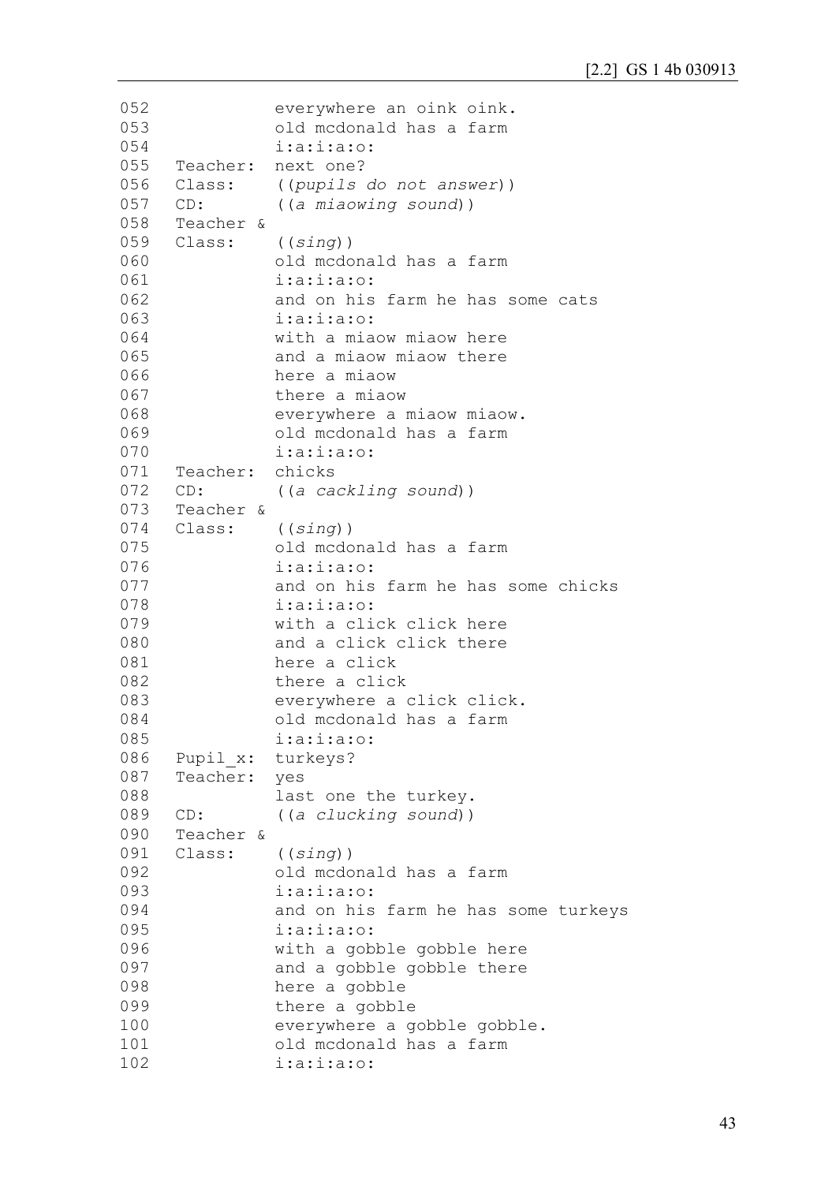```
052              everywhere an oink oink.
053              old mcdonald has a farm
054              i:a:i:a:o:
055   Teacher:   next one?
056   Class:     ((pupils do not answer))
057   CD:        ((a miaowing sound))
058   Teacher &
059   Class:     ((sing))
060              old mcdonald has a farm
061              i:a:i:a:o:
062              and on his farm he has some cats
063              i:a:i:a:o:
064              with a miaow miaow here
065              and a miaow miaow there
066              here a miaow
067              there a miaow
068              everywhere a miaow miaow.
069              old mcdonald has a farm
070              i:a:i:a:o:
071   Teacher:   chicks
072   CD:        ((a cackling sound))
073   Teacher &
074   Class:     ((sing))
075              old mcdonald has a farm
076              i:a:i:a:o:
077              and on his farm he has some chicks
078              i:a:i:a:o:
079              with a click click here
080              and a click click there
081              here a click
082              there a click
083              everywhere a click click.
084              old mcdonald has a farm
085              i:a:i:a:o:
086   Pupil_x:   turkeys?
087   Teacher:   yes
088              last one the turkey.
089   CD:        ((a clucking sound))
090   Teacher &
091   Class:     ((sing))
092              old mcdonald has a farm
093              i:a:i:a:o:
094              and on his farm he has some turkeys
095              i:a:i:a:o:
096              with a gobble gobble here
097              and a gobble gobble there
098              here a gobble
099              there a gobble
100              everywhere a gobble gobble.
101              old mcdonald has a farm
102              i:a:i:a:o:
```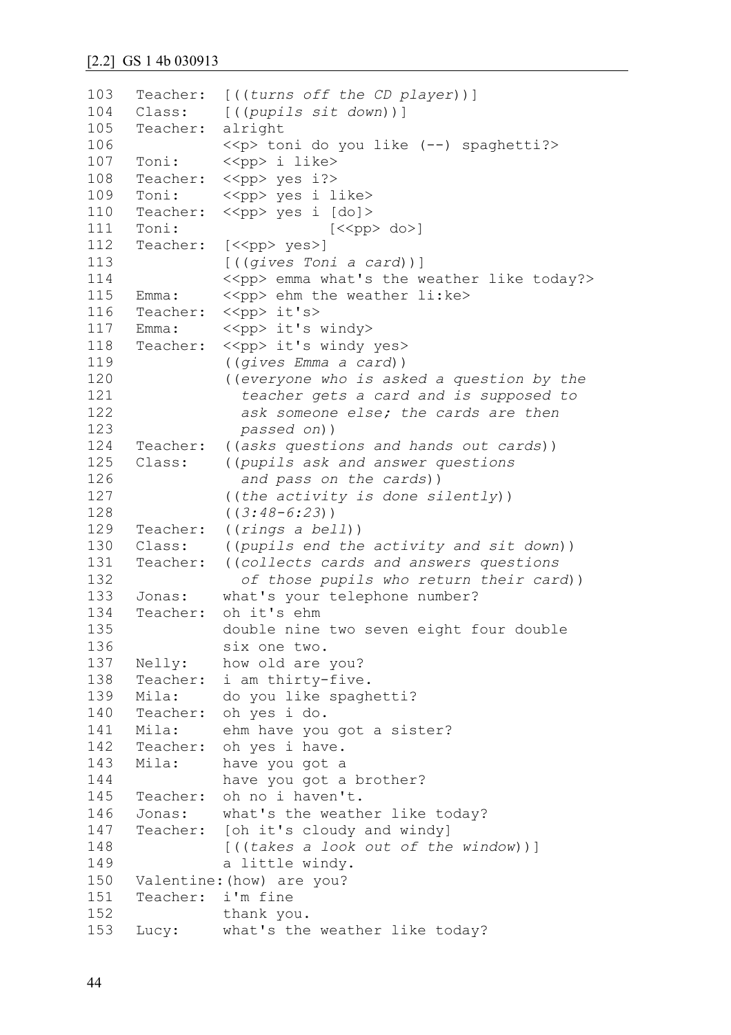[2.2] GS 1 4b 030913

```
103  Teacher:  [((turns off the CD player))]
104  Class:    [((pupils sit down))]
105  Teacher:  alright
106            <<p> toni do you like (--) spaghetti?>
107  Toni:     <<pp> i like>
108  Teacher:  <<pp> yes i?>
109  Toni:     <<pp> yes i like>
110  Teacher:  <<pp> yes i [do]>
111  Toni:                [<<pp> do>]
112  Teacher:  [<<pp> yes>]
113            [((gives Toni a card))]
114            <<pp> emma what's the weather like today?>
115  Emma:     <<pp> ehm the weather li:ke>
116  Teacher:  <<pp> it's>
117  Emma:     <<pp> it's windy>
118  Teacher:  <<pp> it's windy yes>
119            ((gives Emma a card))
120            ((everyone who is asked a question by the
121              teacher gets a card and is supposed to
122              ask someone else; the cards are then
123              passed on))
124  Teacher:  ((asks questions and hands out cards))
125  Class:    ((pupils ask and answer questions
126              and pass on the cards))
127            ((the activity is done silently))
128            ((3:48-6:23))
129  Teacher:  ((rings a bell))
130  Class:    ((pupils end the activity and sit down))
131  Teacher:  ((collects cards and answers questions
132              of those pupils who return their card))
133  Jonas:    what's your telephone number?
134  Teacher:  oh it's ehm
135            double nine two seven eight four double
136            six one two.
137  Nelly:    how old are you?
138  Teacher:  i am thirty-five.
139  Mila:     do you like spaghetti?
140  Teacher:  oh yes i do.
141  Mila:     ehm have you got a sister?
142  Teacher:  oh yes i have.
143  Mila:     have you got a
144            have you got a brother?
145  Teacher:  oh no i haven't.
146  Jonas:    what's the weather like today?
147  Teacher:  [oh it's cloudy and windy]
148            [((takes a look out of the window))]
149            a little windy.
150  Valentine:(how) are you?
151  Teacher:  i'm fine
152            thank you.
153  Lucy:     what's the weather like today?
```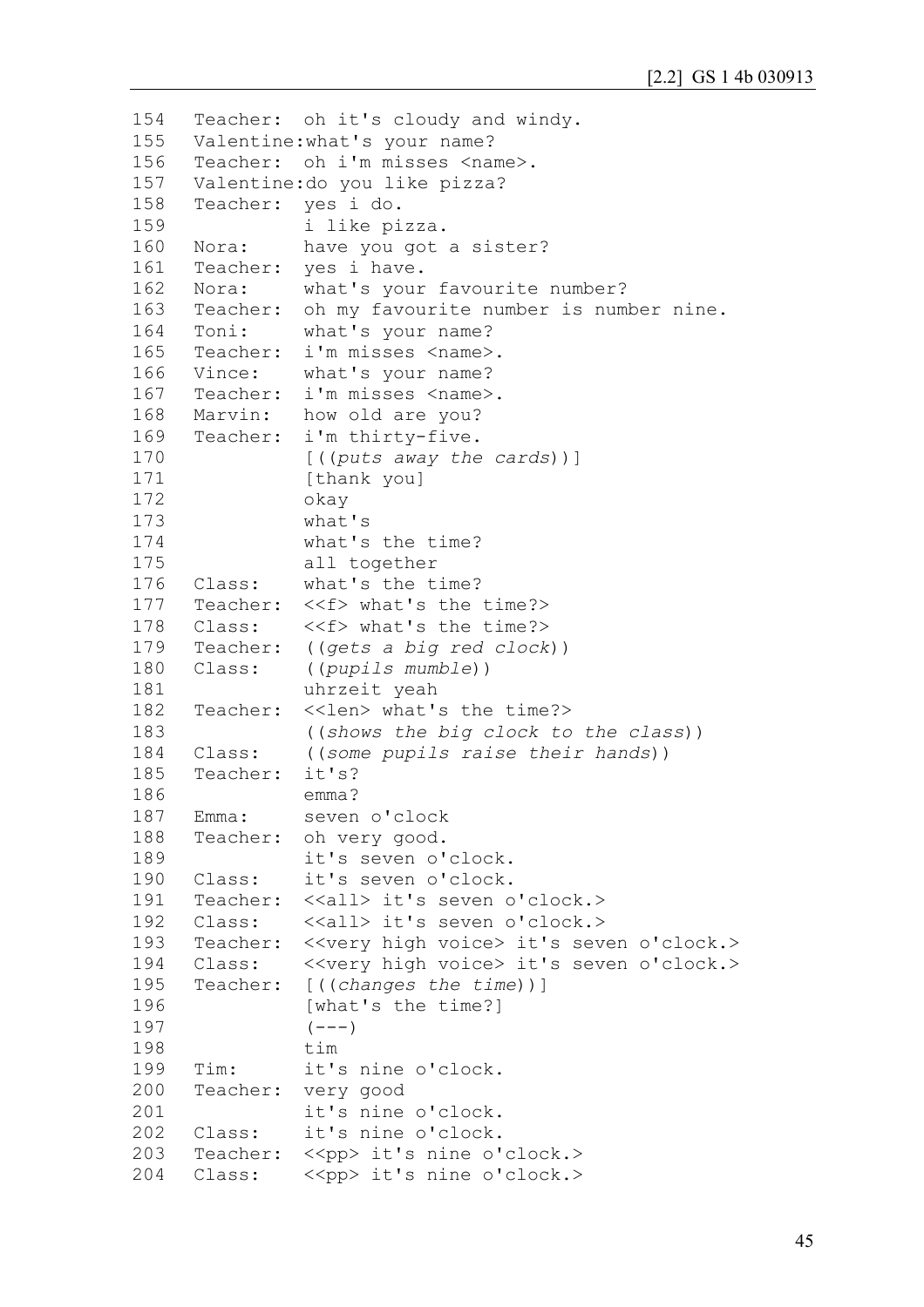```
154   Teacher:  oh it's cloudy and windy.
155   Valentine:what's your name?
156   Teacher:  oh i'm misses <name>.
157   Valentine:do you like pizza?
158   Teacher:  yes i do.
159             i like pizza.
160   Nora:     have you got a sister?
161   Teacher:  yes i have.
162   Nora:     what's your favourite number?
163   Teacher:  oh my favourite number is number nine.
164   Toni:     what's your name?
165   Teacher:  i'm misses <name>.
166   Vince:    what's your name?
167   Teacher:  i'm misses <name>.
168   Marvin:   how old are you?
169   Teacher:  i'm thirty-five.
170             [((puts away the cards))]
171             [thank you]
172             okay
173             what's
174             what's the time?
175             all together
176   Class:    what's the time?
177   Teacher:  <<f> what's the time?>
178   Class:    <<f> what's the time?>
179   Teacher:  ((gets a big red clock))
180   Class:    ((pupils mumble))
181             uhrzeit yeah
182   Teacher:  <<len> what's the time?>
183             ((shows the big clock to the class))
184   Class:    ((some pupils raise their hands))
185   Teacher:  it's?
186             emma?
187   Emma:     seven o'clock
188   Teacher:  oh very good.
189             it's seven o'clock.
190   Class:    it's seven o'clock.
191   Teacher:  <<all> it's seven o'clock.>
192   Class:    <<all> it's seven o'clock.>
193   Teacher:  <<very high voice> it's seven o'clock.>
194   Class:    <<very high voice> it's seven o'clock.>
195   Teacher:  [((changes the time))]
196             [what's the time?]
197             (---)
198             tim
199   Tim:      it's nine o'clock.
200   Teacher:  very good
201             it's nine o'clock.
202   Class:    it's nine o'clock.
203   Teacher:  <<pp> it's nine o'clock.>
204   Class:    <<pp> it's nine o'clock.>
```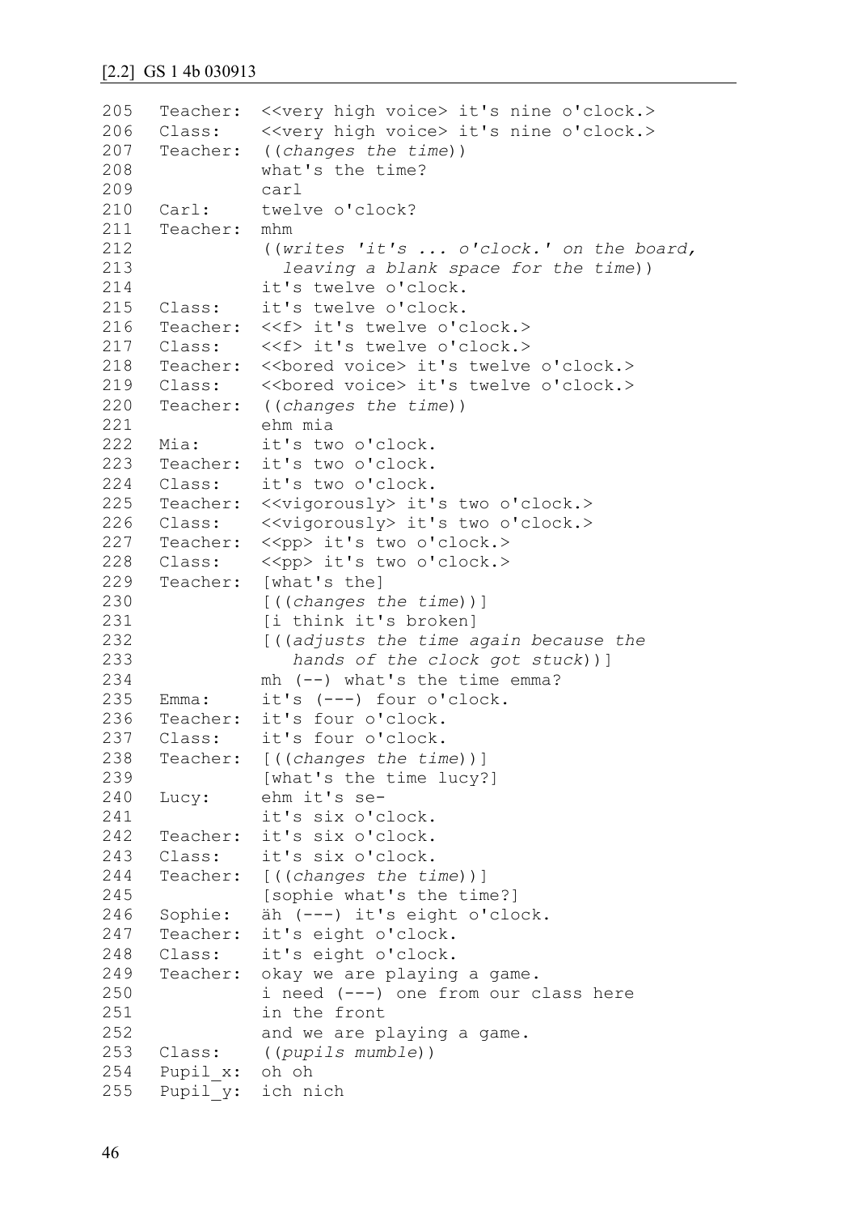[2.2] GS 1 4b 030913

```
205  Teacher:  <<very high voice> it's nine o'clock.>
206  Class:    <<very high voice> it's nine o'clock.>
207  Teacher:  ((changes the time))
208            what's the time?
209            carl
210  Carl:     twelve o'clock?
211  Teacher:  mhm
212            ((writes 'it's ... o'clock.' on the board,
213              leaving a blank space for the time))
214            it's twelve o'clock.
215  Class:    it's twelve o'clock.
216  Teacher:  <<f> it's twelve o'clock.>
217  Class:    <<f> it's twelve o'clock.>
218  Teacher:  <<bored voice> it's twelve o'clock.>
219  Class:    <<bored voice> it's twelve o'clock.>
220  Teacher:  ((changes the time))
221            ehm mia
222  Mia:      it's two o'clock.
223  Teacher:  it's two o'clock.
224  Class:    it's two o'clock.
225  Teacher:  <<vigorously> it's two o'clock.>
226  Class:    <<vigorously> it's two o'clock.>
227  Teacher:  <<pp> it's two o'clock.>
228  Class:    <<pp> it's two o'clock.>
229  Teacher:  [what's the]
230            [((changes the time))]
231            [i think it's broken]
232            [((adjusts the time again because the
233               hands of the clock got stuck))]
234            mh (--) what's the time emma?
235  Emma:     it's (---) four o'clock.
236  Teacher:  it's four o'clock.
237  Class:    it's four o'clock.
238  Teacher:  [((changes the time))]
239            [what's the time lucy?]
240  Lucy:     ehm it's se-
241            it's six o'clock.
242  Teacher:  it's six o'clock.
243  Class:    it's six o'clock.
244  Teacher:  [((changes the time))]
245            [sophie what's the time?]
246  Sophie:   äh (---) it's eight o'clock.
247  Teacher:  it's eight o'clock.
248  Class:    it's eight o'clock.
249  Teacher:  okay we are playing a game.
250            i need (---) one from our class here
251            in the front
252            and we are playing a game.
253  Class:    ((pupils mumble))
254  Pupil_x:  oh oh
255  Pupil_y:  ich nich
```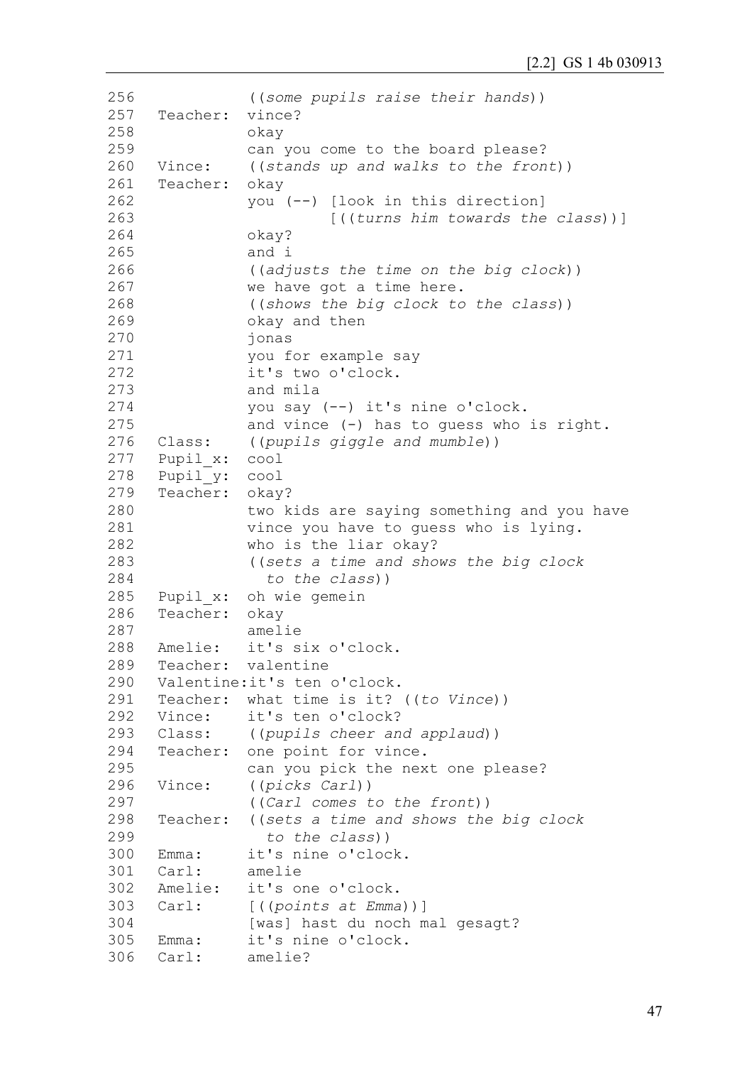```
256              ((some pupils raise their hands))
257   Teacher:   vince?
258              okay
259              can you come to the board please?
260   Vince:     ((stands up and walks to the front))
261   Teacher:   okay
262              you (--) [look in this direction]
263                       [((turns him towards the class))]
264              okay?
265              and i
266              ((adjusts the time on the big clock))
267              we have got a time here.
268              ((shows the big clock to the class))
269              okay and then
270              jonas
271              you for example say
272              it's two o'clock.
273              and mila
274              you say (--) it's nine o'clock.
275              and vince (-) has to guess who is right.
276   Class:     ((pupils giggle and mumble))
277   Pupil_x:   cool
278   Pupil_y:   cool
279   Teacher:   okay?
280              two kids are saying something and you have
281              vince you have to guess who is lying.
282              who is the liar okay?
283              ((sets a time and shows the big clock
284                to the class))
285   Pupil_x:   oh wie gemein
286   Teacher:   okay
287              amelie
288   Amelie:    it's six o'clock.
289   Teacher:   valentine
290   Valentine:it's ten o'clock.
291   Teacher:   what time is it? ((to Vince))
292   Vince:     it's ten o'clock?
293   Class:     ((pupils cheer and applaud))
294   Teacher:   one point for vince.
295              can you pick the next one please?
296   Vince:     ((picks Carl))
297              ((Carl comes to the front))
298   Teacher:   ((sets a time and shows the big clock
299                to the class))
300   Emma:      it's nine o'clock.
301   Carl:      amelie
302   Amelie:    it's one o'clock.
303   Carl:      [((points at Emma))]
304              [was] hast du noch mal gesagt?
305   Emma:      it's nine o'clock.
306   Carl:      amelie?
```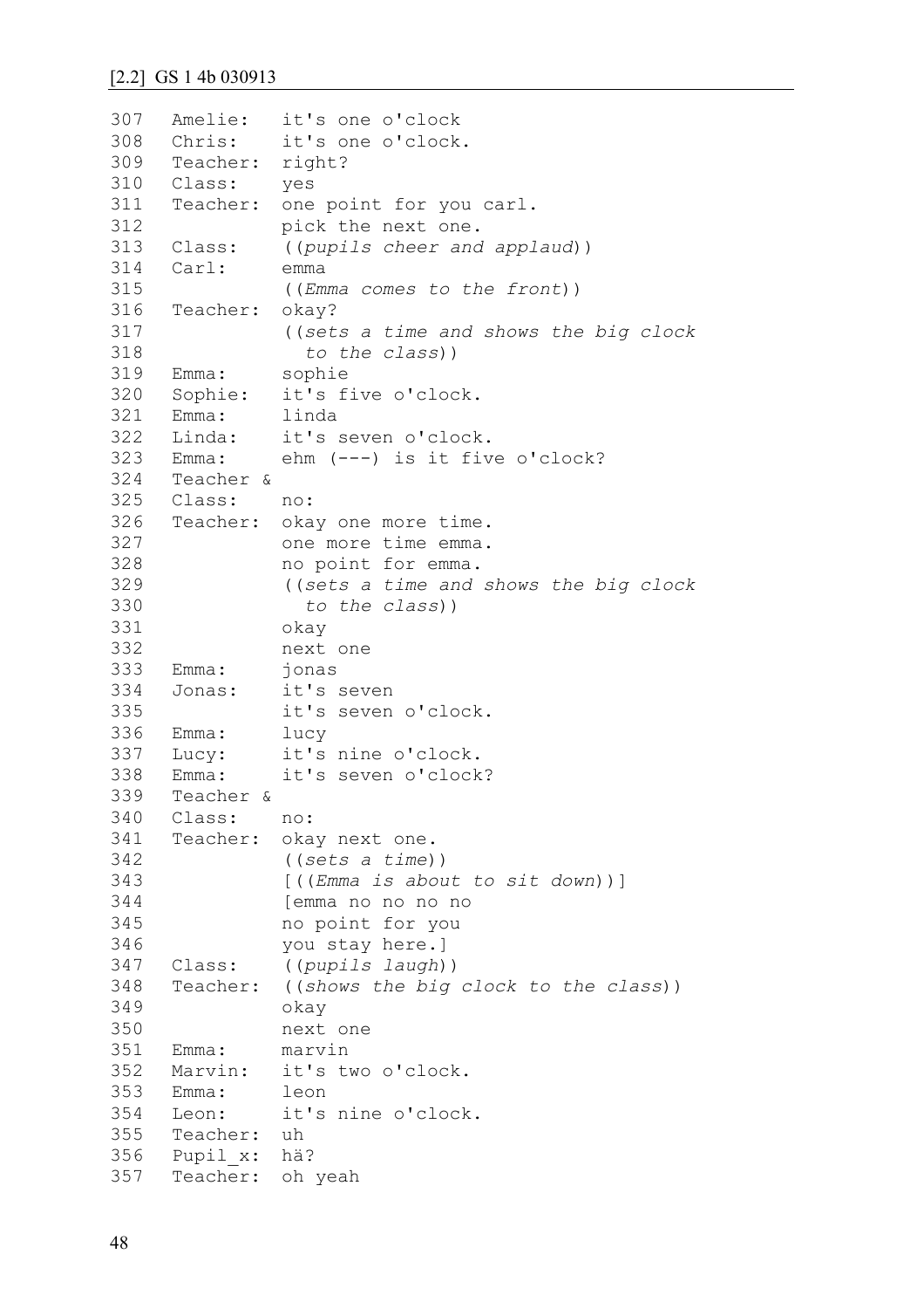[2.2] GS 1 4b 030913

```
307  Amelie:   it's one o'clock
308  Chris:    it's one o'clock.
309  Teacher:  right?
310  Class:    yes
311  Teacher:  one point for you carl.
312            pick the next one.
313  Class:    ((pupils cheer and applaud))
314  Carl:     emma
315            ((Emma comes to the front))
316  Teacher:  okay?
317            ((sets a time and shows the big clock
318              to the class))
319  Emma:     sophie
320  Sophie:   it's five o'clock.
321  Emma:     linda
322  Linda:    it's seven o'clock.
323  Emma:     ehm (---) is it five o'clock?
324  Teacher &
325  Class:    no:
326  Teacher:  okay one more time.
327            one more time emma.
328            no point for emma.
329            ((sets a time and shows the big clock
330              to the class))
331            okay
332            next one
333  Emma:     jonas
334  Jonas:    it's seven
335            it's seven o'clock.
336  Emma:     lucy
337  Lucy:     it's nine o'clock.
338  Emma:     it's seven o'clock?
339  Teacher &
340  Class:    no:
341  Teacher:  okay next one.
342            ((sets a time))
343            [((Emma is about to sit down))]
344            [emma no no no no
345            no point for you
346            you stay here.]
347  Class:    ((pupils laugh))
348  Teacher:  ((shows the big clock to the class))
349            okay
350            next one
351  Emma:     marvin
352  Marvin:   it's two o'clock.
353  Emma:     leon
354  Leon:     it's nine o'clock.
355  Teacher:  uh
356  Pupil_x:  hä?
357  Teacher:  oh yeah
```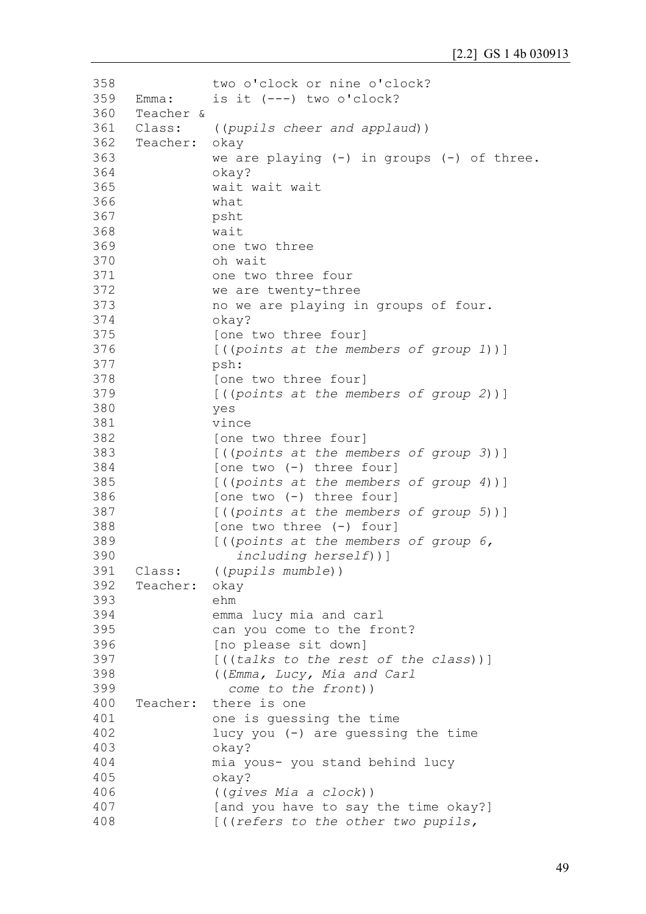```
358             two o'clock or nine o'clock?
359  Emma:      is it (---) two o'clock?
360  Teacher &
361  Class:     ((pupils cheer and applaud))
362  Teacher:   okay
363             we are playing (-) in groups (-) of three.
364             okay?
365             wait wait wait
366             what
367             psht
368             wait
369             one two three
370             oh wait
371             one two three four
372             we are twenty-three
373             no we are playing in groups of four.
374             okay?
375             [one two three four]
376             [((points at the members of group 1))]
377             psh:
378             [one two three four]
379             [((points at the members of group 2))]
380             yes
381             vince
382             [one two three four]
383             [((points at the members of group 3))]
384             [one two (-) three four]
385             [((points at the members of group 4))]
386             [one two (-) three four]
387             [((points at the members of group 5))]
388             [one two three (-) four]
389             [((points at the members of group 6,
390                including herself))]
391  Class:     ((pupils mumble))
392  Teacher:   okay
393             ehm
394             emma lucy mia and carl
395             can you come to the front?
396             [no please sit down]
397             [((talks to the rest of the class))]
398             ((Emma, Lucy, Mia and Carl
399               come to the front))
400  Teacher:   there is one
401             one is guessing the time
402             lucy you (-) are guessing the time
403             okay?
404             mia yous- you stand behind lucy
405             okay?
406             ((gives Mia a clock))
407             [and you have to say the time okay?]
408             [((refers to the other two pupils,
```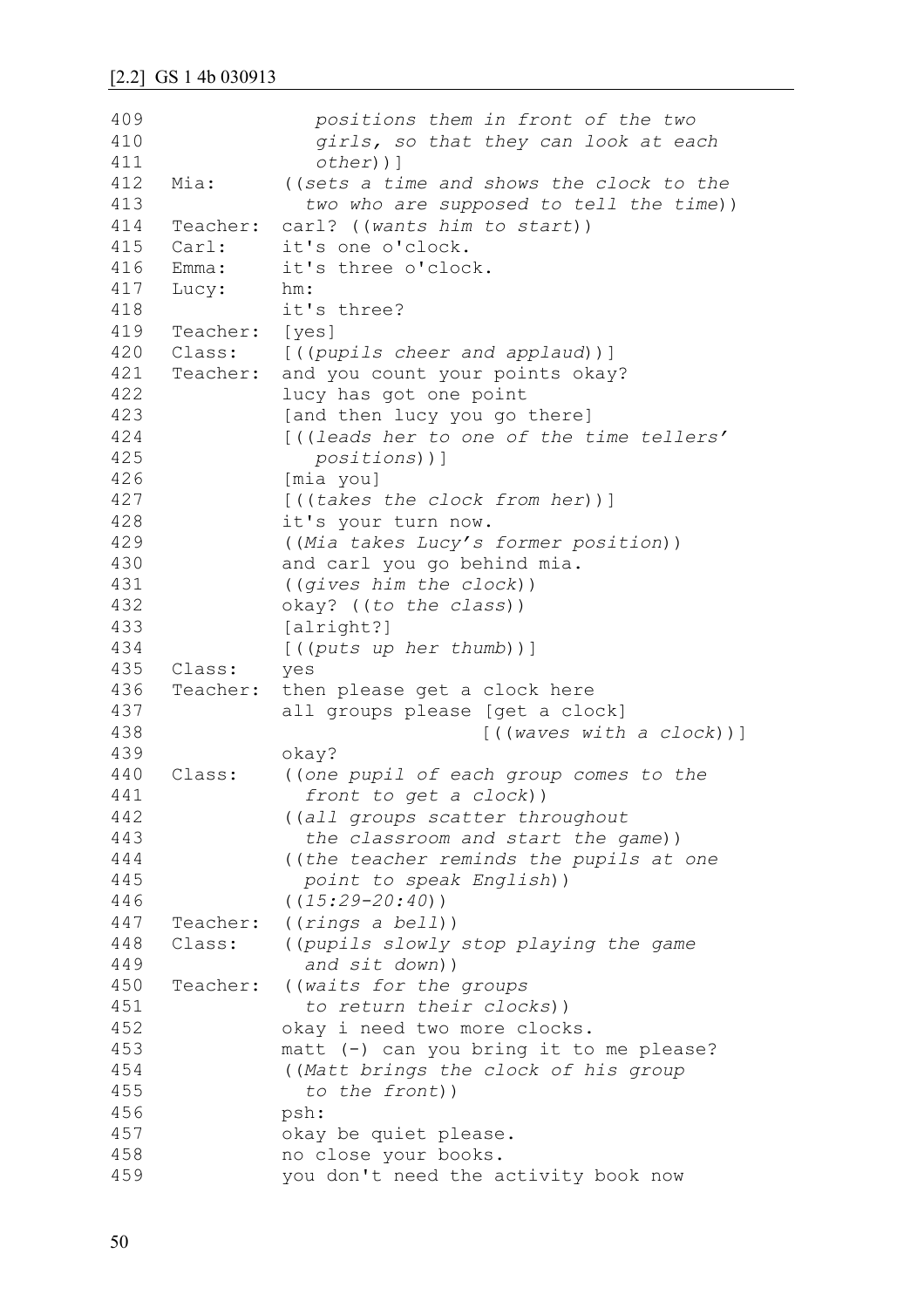[2.2] GS 1 4b 030913

```
409                positions them in front of the two
410                girls, so that they can look at each
411                other))]
412  Mia:       ((sets a time and shows the clock to the
413               two who are supposed to tell the time))
414  Teacher:   carl? ((wants him to start))
415  Carl:      it's one o'clock.
416  Emma:      it's three o'clock.
417  Lucy:      hm:
418             it's three?
419  Teacher:   [yes]
420  Class:     [((pupils cheer and applaud))]
421  Teacher:   and you count your points okay?
422             lucy has got one point
423             [and then lucy you go there]
424             [((leads her to one of the time tellers'
425                positions))]
426             [mia you]
427             [((takes the clock from her))]
428             it's your turn now.
429             ((Mia takes Lucy's former position))
430             and carl you go behind mia.
431             ((gives him the clock))
432             okay? ((to the class))
433             [alright?]
434             [((puts up her thumb))]
435  Class:     yes
436  Teacher:   then please get a clock here
437             all groups please [get a clock]
438                               [((waves with a clock))]
439             okay?
440  Class:     ((one pupil of each group comes to the
441               front to get a clock))
442             ((all groups scatter throughout
443               the classroom and start the game))
444             ((the teacher reminds the pupils at one
445               point to speak English))
446             ((15:29-20:40))
447  Teacher:   ((rings a bell))
448  Class:     ((pupils slowly stop playing the game
449               and sit down))
450  Teacher:   ((waits for the groups
451               to return their clocks))
452             okay i need two more clocks.
453             matt (-) can you bring it to me please?
454             ((Matt brings the clock of his group
455               to the front))
456             psh:
457             okay be quiet please.
458             no close your books.
459             you don't need the activity book now
```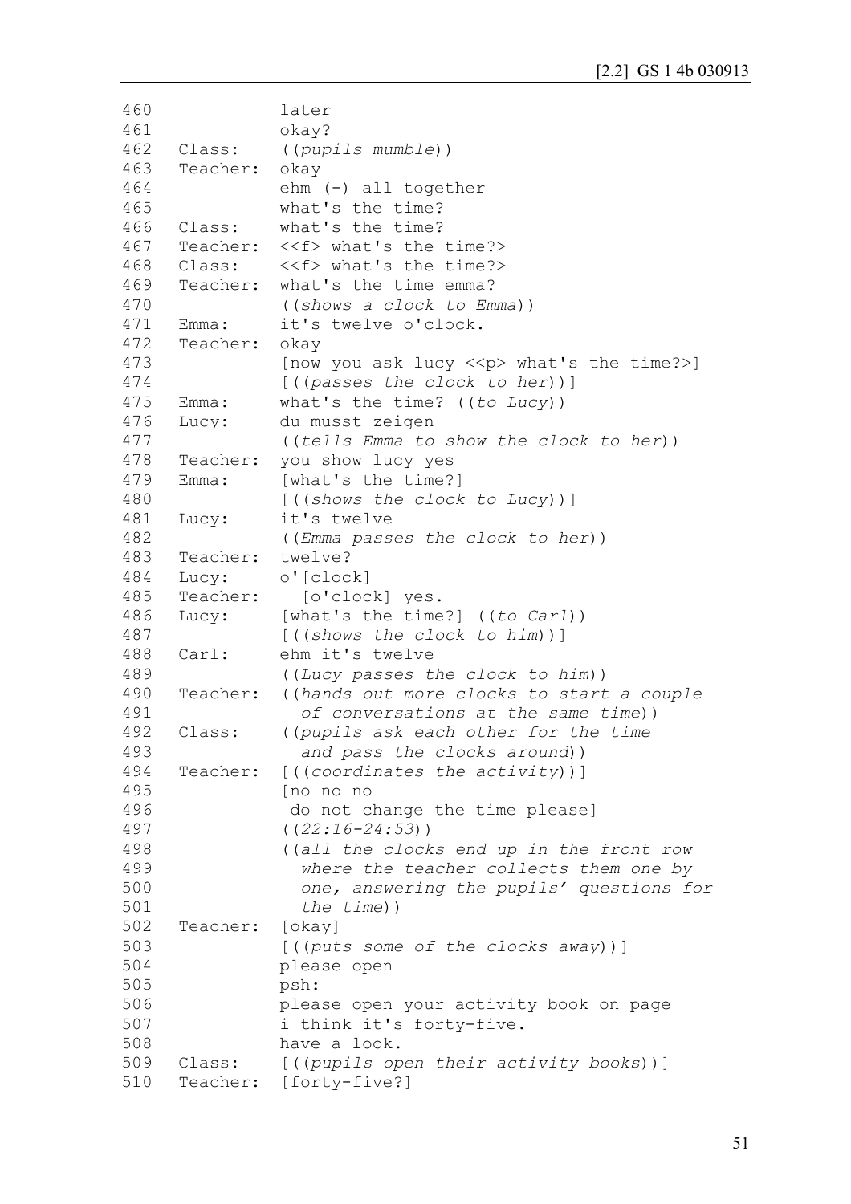```
460              later
461              okay?
462   Class:     ((pupils mumble))
463   Teacher:   okay
464              ehm (-) all together
465              what's the time?
466   Class:     what's the time?
467   Teacher:   <<f> what's the time?>
468   Class:     <<f> what's the time?>
469   Teacher:   what's the time emma?
470              ((shows a clock to Emma))
471   Emma:      it's twelve o'clock.
472   Teacher:   okay
473              [now you ask lucy <<p> what's the time?>]
474              [((passes the clock to her))]
475   Emma:      what's the time? ((to Lucy))
476   Lucy:      du musst zeigen
477              ((tells Emma to show the clock to her))
478   Teacher:   you show lucy yes
479   Emma:      [what's the time?]
480              [((shows the clock to Lucy))]
481   Lucy:      it's twelve
482              ((Emma passes the clock to her))
483   Teacher:   twelve?
484   Lucy:      o'[clock]
485   Teacher:     [o'clock] yes.
486   Lucy:      [what's the time?] ((to Carl))
487              [((shows the clock to him))]
488   Carl:      ehm it's twelve
489              ((Lucy passes the clock to him))
490   Teacher:   ((hands out more clocks to start a couple
491                of conversations at the same time))
492   Class:     ((pupils ask each other for the time
493                and pass the clocks around))
494   Teacher:   [((coordinates the activity))]
495              [no no no
496               do not change the time please]
497              ((22:16-24:53))
498              ((all the clocks end up in the front row
499                where the teacher collects them one by
500                one, answering the pupils' questions for
501                the time))
502   Teacher:   [okay]
503              [((puts some of the clocks away))]
504              please open
505              psh:
506              please open your activity book on page
507              i think it's forty-five.
508              have a look.
509   Class:     [((pupils open their activity books))]
510   Teacher:   [forty-five?]
```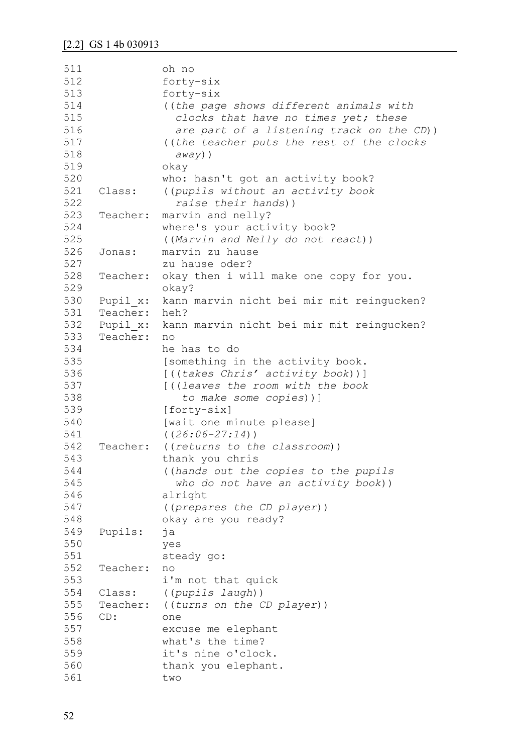[2.2] GS 1 4b 030913

```
511             oh no
512             forty-six
513             forty-six
514             ((the page shows different animals with
515               clocks that have no times yet; these
516               are part of a listening track on the CD))
517             ((the teacher puts the rest of the clocks
518               away))
519             okay
520             who: hasn't got an activity book?
521   Class:    ((pupils without an activity book
522               raise their hands))
523   Teacher:  marvin and nelly?
524             where's your activity book?
525             ((Marvin and Nelly do not react))
526   Jonas:    marvin zu hause
527             zu hause oder?
528   Teacher:  okay then i will make one copy for you.
529             okay?
530   Pupil_x:  kann marvin nicht bei mir mit reingucken?
531   Teacher:  heh?
532   Pupil_x:  kann marvin nicht bei mir mit reingucken?
533   Teacher:  no
534             he has to do
535             [something in the activity book.
536             [((takes Chris' activity book))]
537             [((leaves the room with the book
538                to make some copies))]
539             [forty-six]
540             [wait one minute please]
541             ((26:06-27:14))
542   Teacher:  ((returns to the classroom))
543             thank you chris
544             ((hands out the copies to the pupils
545               who do not have an activity book))
546             alright
547             ((prepares the CD player))
548             okay are you ready?
549   Pupils:   ja
550             yes
551             steady go:
552   Teacher:  no
553             i'm not that quick
554   Class:    ((pupils laugh))
555   Teacher:  ((turns on the CD player))
556   CD:       one
557             excuse me elephant
558             what's the time?
559             it's nine o'clock.
560             thank you elephant.
561             two
```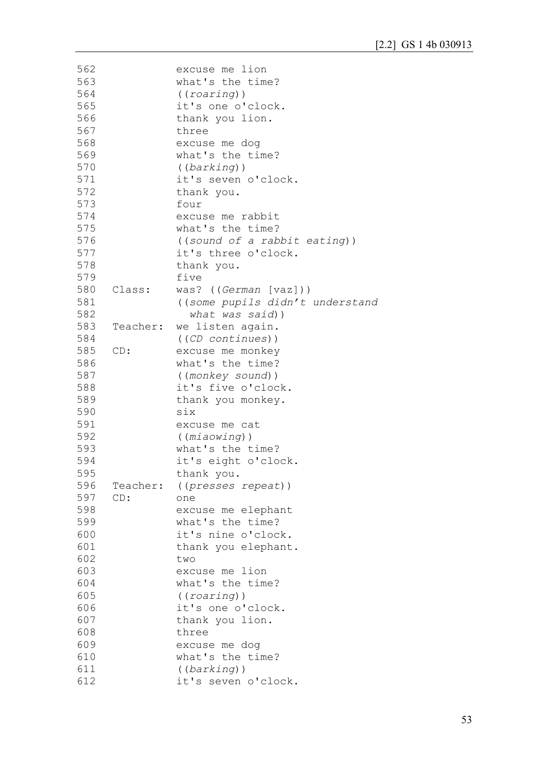```
562           excuse me lion
563           what's the time?
564           ((roaring))
565           it's one o'clock.
566           thank you lion.
567           three
568           excuse me dog
569           what's the time?
570           ((barking))
571           it's seven o'clock.
572           thank you.
573           four
574           excuse me rabbit
575           what's the time?
576           ((sound of a rabbit eating))
577           it's three o'clock.
578           thank you.
579           five
580  Class:   was? ((German [vaz]))
581           ((some pupils didn't understand
582             what was said))
583  Teacher: we listen again.
584           ((CD continues))
585  CD:      excuse me monkey
586           what's the time?
587           ((monkey sound))
588           it's five o'clock.
589           thank you monkey.
590           six
591           excuse me cat
592           ((miaowing))
593           what's the time?
594           it's eight o'clock.
595           thank you.
596  Teacher: ((presses repeat))
597  CD:      one
598           excuse me elephant
599           what's the time?
600           it's nine o'clock.
601           thank you elephant.
602           two
603           excuse me lion
604           what's the time?
605           ((roaring))
606           it's one o'clock.
607           thank you lion.
608           three
609           excuse me dog
610           what's the time?
611           ((barking))
612           it's seven o'clock.
```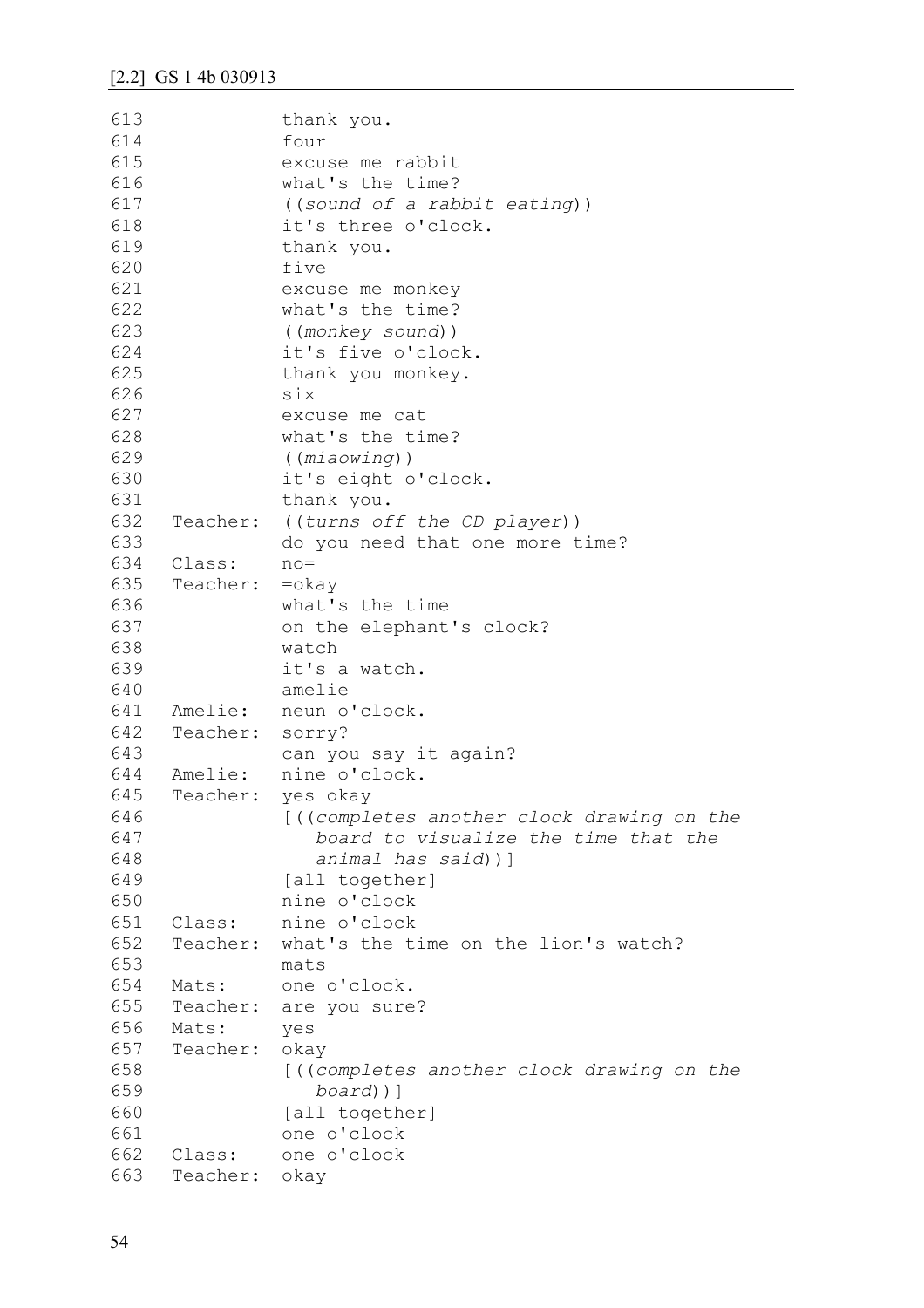```
613             thank you.
614             four
615             excuse me rabbit
616             what's the time?
617             ((sound of a rabbit eating))
618             it's three o'clock.
619             thank you.
620             five
621             excuse me monkey
622             what's the time?
623             ((monkey sound))
624             it's five o'clock.
625             thank you monkey.
626             six
627             excuse me cat
628             what's the time?
629             ((miaowing))
630             it's eight o'clock.
631             thank you.
632  Teacher:   ((turns off the CD player))
633             do you need that one more time?
634  Class:     no=
635  Teacher:   =okay
636             what's the time
637             on the elephant's clock?
638             watch
639             it's a watch.
640             amelie
641  Amelie:    neun o'clock.
642  Teacher:   sorry?
643             can you say it again?
644  Amelie:    nine o'clock.
645  Teacher:   yes okay
646             [((completes another clock drawing on the
647                board to visualize the time that the
648                animal has said))]
649             [all together]
650             nine o'clock
651  Class:     nine o'clock
652  Teacher:   what's the time on the lion's watch?
653             mats
654  Mats:      one o'clock.
655  Teacher:   are you sure?
656  Mats:      yes
657  Teacher:   okay
658             [((completes another clock drawing on the
659                board))]
660             [all together]
661             one o'clock
662  Class:     one o'clock
663  Teacher:   okay
```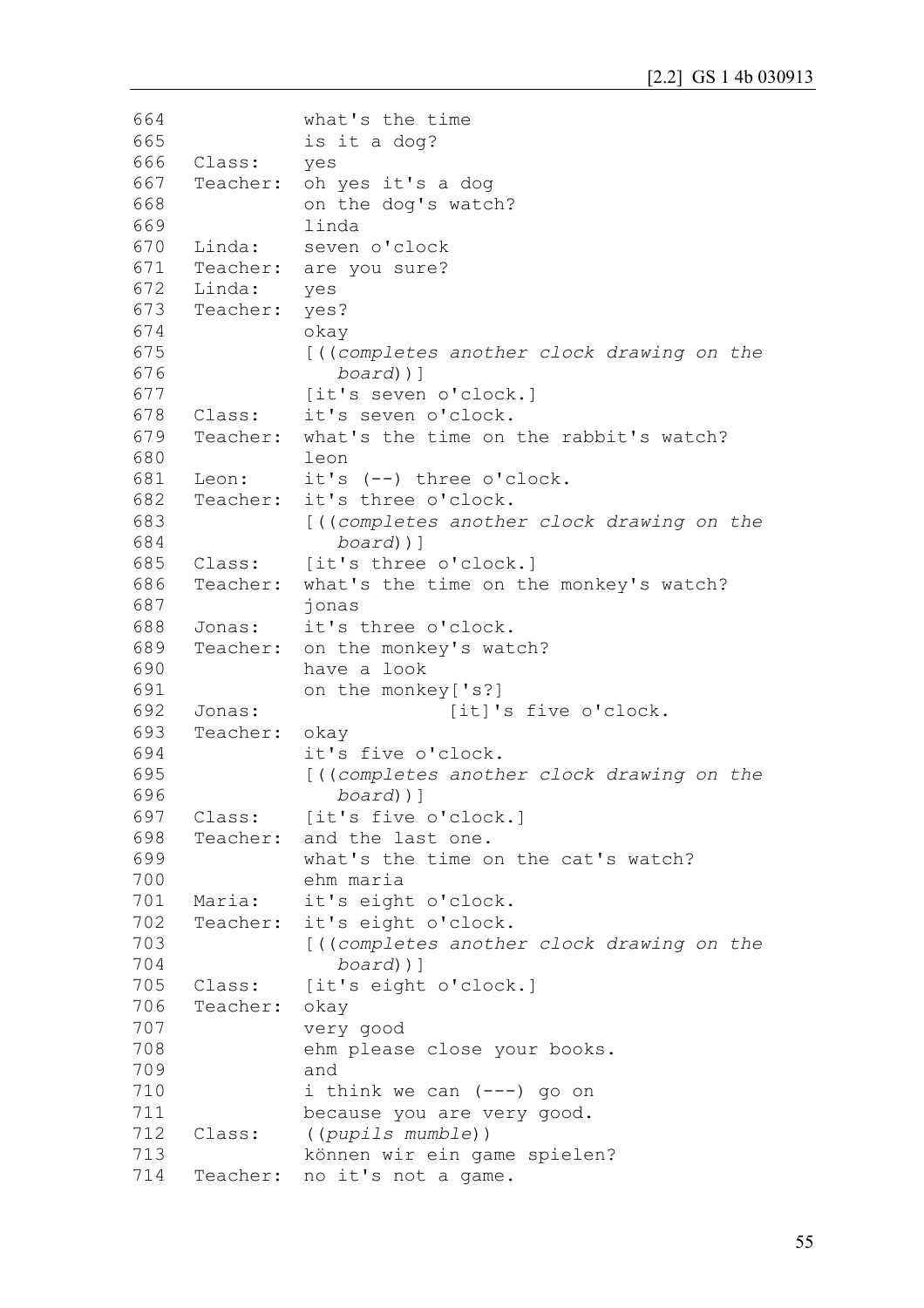```
664            what's the time
665            is it a dog?
666  Class:    yes
667  Teacher:  oh yes it's a dog
668            on the dog's watch?
669            linda
670  Linda:    seven o'clock
671  Teacher:  are you sure?
672  Linda:    yes
673  Teacher:  yes?
674            okay
675            [((completes another clock drawing on the
676               board))]
677            [it's seven o'clock.]
678  Class:    it's seven o'clock.
679  Teacher:  what's the time on the rabbit's watch?
680            leon
681  Leon:     it's (--) three o'clock.
682  Teacher:  it's three o'clock.
683            [((completes another clock drawing on the
684               board))]
685  Class:    [it's three o'clock.]
686  Teacher:  what's the time on the monkey's watch?
687            jonas
688  Jonas:    it's three o'clock.
689  Teacher:  on the monkey's watch?
690            have a look
691            on the monkey['s?]
692  Jonas:                  [it]'s five o'clock.
693  Teacher:  okay
694            it's five o'clock.
695            [((completes another clock drawing on the
696               board))]
697  Class:    [it's five o'clock.]
698  Teacher:  and the last one.
699            what's the time on the cat's watch?
700            ehm maria
701  Maria:    it's eight o'clock.
702  Teacher:  it's eight o'clock.
703            [((completes another clock drawing on the
704               board))]
705  Class:    [it's eight o'clock.]
706  Teacher:  okay
707            very good
708            ehm please close your books.
709            and
710            i think we can (---) go on
711            because you are very good.
712  Class:    ((pupils mumble))
713            können wir ein game spielen?
714  Teacher:  no it's not a game.
```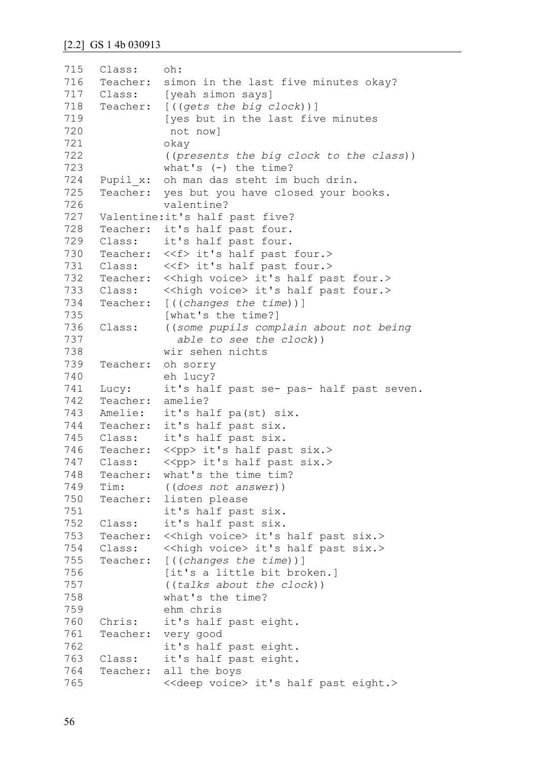[2.2] GS 1 4b 030913

```
715   Class:    oh:
716   Teacher:  simon in the last five minutes okay?
717   Class:    [yeah simon says]
718   Teacher:  [((gets the big clock))]
719             [yes but in the last five minutes
720              not now]
721             okay
722             ((presents the big clock to the class))
723             what's (-) the time?
724   Pupil_x:  oh man das steht im buch drin.
725   Teacher:  yes but you have closed your books.
726             valentine?
727   Valentine:it's half past five?
728   Teacher:  it's half past four.
729   Class:    it's half past four.
730   Teacher:  <<f> it's half past four.>
731   Class:    <<f> it's half past four.>
732   Teacher:  <<high voice> it's half past four.>
733   Class:    <<high voice> it's half past four.>
734   Teacher:  [((changes the time))]
735             [what's the time?]
736   Class:    ((some pupils complain about not being
737               able to see the clock))
738             wir sehen nichts
739   Teacher:  oh sorry
740             eh lucy?
741   Lucy:     it's half past se- pas- half past seven.
742   Teacher:  amelie?
743   Amelie:   it's half pa(st) six.
744   Teacher:  it's half past six.
745   Class:    it's half past six.
746   Teacher:  <<pp> it's half past six.>
747   Class:    <<pp> it's half past six.>
748   Teacher:  what's the time tim?
749   Tim:      ((does not answer))
750   Teacher:  listen please
751             it's half past six.
752   Class:    it's half past six.
753   Teacher:  <<high voice> it's half past six.>
754   Class:    <<high voice> it's half past six.>
755   Teacher:  [((changes the time))]
756             [it's a little bit broken.]
757             ((talks about the clock))
758             what's the time?
759             ehm chris
760   Chris:    it's half past eight.
761   Teacher:  very good
762             it's half past eight.
763   Class:    it's half past eight.
764   Teacher:  all the boys
765             <<deep voice> it's half past eight.>
```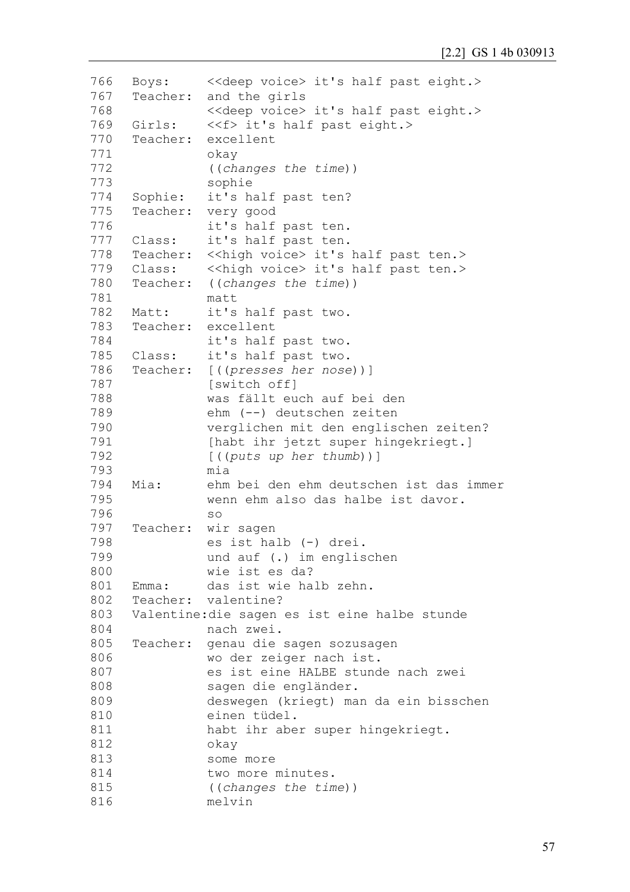```
766   Boys:      <<deep voice> it's half past eight.>
767   Teacher:   and the girls
768              <<deep voice> it's half past eight.>
769   Girls:     <<f> it's half past eight.>
770   Teacher:   excellent
771              okay
772              ((changes the time))
773              sophie
774   Sophie:    it's half past ten?
775   Teacher:   very good
776              it's half past ten.
777   Class:     it's half past ten.
778   Teacher:   <<high voice> it's half past ten.>
779   Class:     <<high voice> it's half past ten.>
780   Teacher:   ((changes the time))
781              matt
782   Matt:      it's half past two.
783   Teacher:   excellent
784              it's half past two.
785   Class:     it's half past two.
786   Teacher:   [((presses her nose))]
787              [switch off]
788              was fällt euch auf bei den
789              ehm (--) deutschen zeiten
790              verglichen mit den englischen zeiten?
791              [habt ihr jetzt super hingekriegt.]
792              [((puts up her thumb))]
793              mia
794   Mia:       ehm bei den ehm deutschen ist das immer
795              wenn ehm also das halbe ist davor.
796              so
797   Teacher:   wir sagen
798              es ist halb (-) drei.
799              und auf (.) im englischen
800              wie ist es da?
801   Emma:      das ist wie halb zehn.
802   Teacher:   valentine?
803   Valentine:die sagen es ist eine halbe stunde
804              nach zwei.
805   Teacher:   genau die sagen sozusagen
806              wo der zeiger nach ist.
807              es ist eine HALBE stunde nach zwei
808              sagen die engländer.
809              deswegen (kriegt) man da ein bisschen
810              einen tüdel.
811              habt ihr aber super hingekriegt.
812              okay
813              some more
814              two more minutes.
815              ((changes the time))
816              melvin
```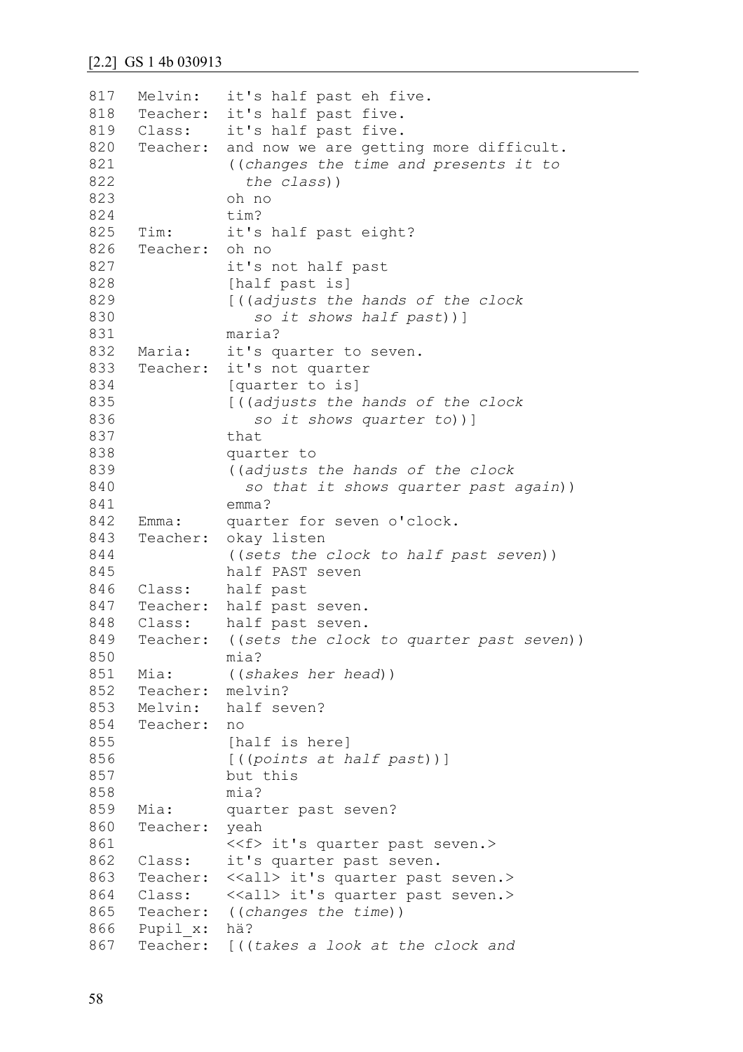```
817  Melvin:   it's half past eh five.
818  Teacher:  it's half past five.
819  Class:    it's half past five.
820  Teacher:  and now we are getting more difficult.
821            ((changes the time and presents it to
822              the class))
823            oh no
824            tim?
825  Tim:      it's half past eight?
826  Teacher:  oh no
827            it's not half past
828            [half past is]
829            [((adjusts the hands of the clock
830               so it shows half past))]
831            maria?
832  Maria:    it's quarter to seven.
833  Teacher:  it's not quarter
834            [quarter to is]
835            [((adjusts the hands of the clock
836               so it shows quarter to))]
837            that
838            quarter to
839            ((adjusts the hands of the clock
840              so that it shows quarter past again))
841            emma?
842  Emma:     quarter for seven o'clock.
843  Teacher:  okay listen
844            ((sets the clock to half past seven))
845            half PAST seven
846  Class:    half past
847  Teacher:  half past seven.
848  Class:    half past seven.
849  Teacher:  ((sets the clock to quarter past seven))
850            mia?
851  Mia:      ((shakes her head))
852  Teacher:  melvin?
853  Melvin:   half seven?
854  Teacher:  no
855            [half is here]
856            [((points at half past))]
857            but this
858            mia?
859  Mia:      quarter past seven?
860  Teacher:  yeah
861            <<f> it's quarter past seven.>
862  Class:    it's quarter past seven.
863  Teacher:  <<all> it's quarter past seven.>
864  Class:    <<all> it's quarter past seven.>
865  Teacher:  ((changes the time))
866  Pupil_x:  hä?
867  Teacher:  [((takes a look at the clock and
```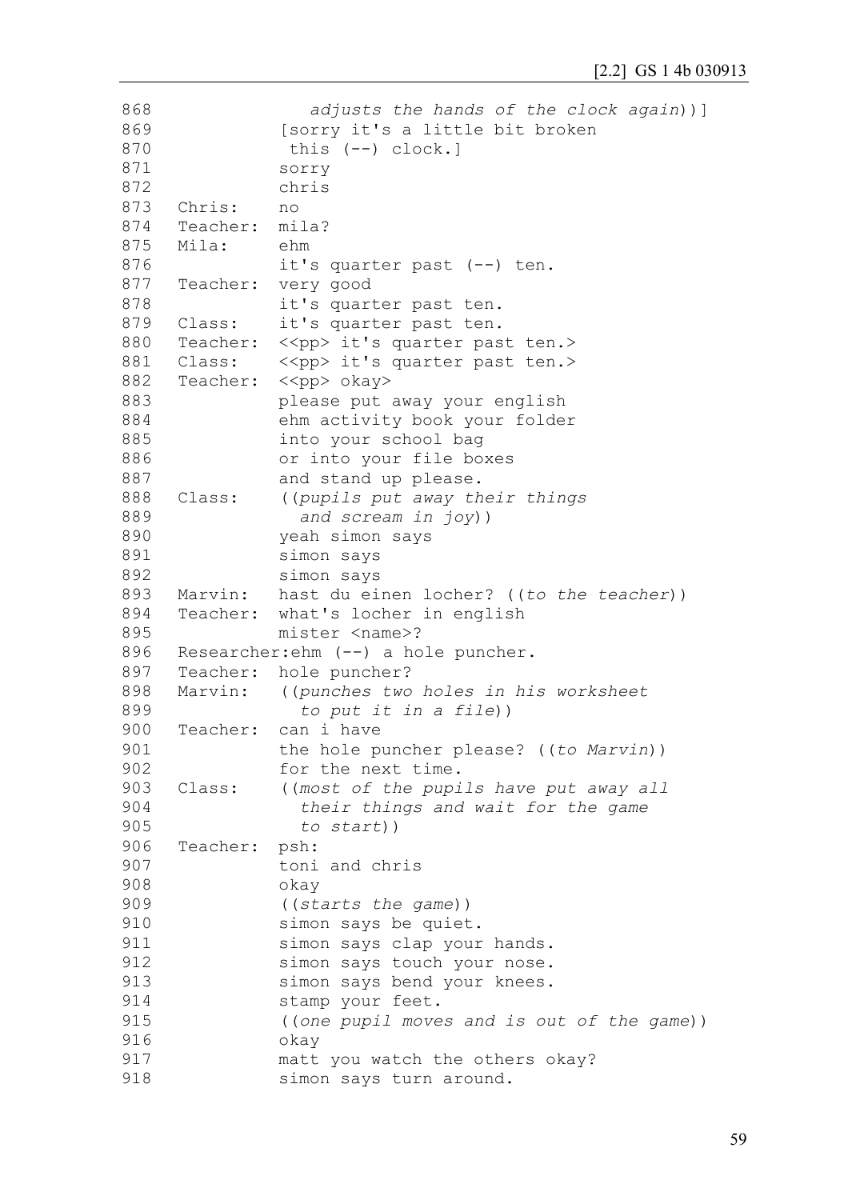```
868               adjusts the hands of the clock again))]
869             [sorry it's a little bit broken
870              this (--) clock.]
871             sorry
872             chris
873   Chris:    no
874   Teacher:  mila?
875   Mila:     ehm
876             it's quarter past (--) ten.
877   Teacher:  very good
878             it's quarter past ten.
879   Class:    it's quarter past ten.
880   Teacher:  <<pp> it's quarter past ten.>
881   Class:    <<pp> it's quarter past ten.>
882   Teacher:  <<pp> okay>
883             please put away your english
884             ehm activity book your folder
885             into your school bag
886             or into your file boxes
887             and stand up please.
888   Class:    ((pupils put away their things
889               and scream in joy))
890             yeah simon says
891             simon says
892             simon says
893   Marvin:   hast du einen locher? ((to the teacher))
894   Teacher:  what's locher in english
895             mister <name>?
896   Researcher:ehm (--) a hole puncher.
897   Teacher:  hole puncher?
898   Marvin:   ((punches two holes in his worksheet
899               to put it in a file))
900   Teacher:  can i have
901             the hole puncher please? ((to Marvin))
902             for the next time.
903   Class:    ((most of the pupils have put away all
904               their things and wait for the game
905               to start))
906   Teacher:  psh:
907             toni and chris
908             okay
909             ((starts the game))
910             simon says be quiet.
911             simon says clap your hands.
912             simon says touch your nose.
913             simon says bend your knees.
914             stamp your feet.
915             ((one pupil moves and is out of the game))
916             okay
917             matt you watch the others okay?
918             simon says turn around.
```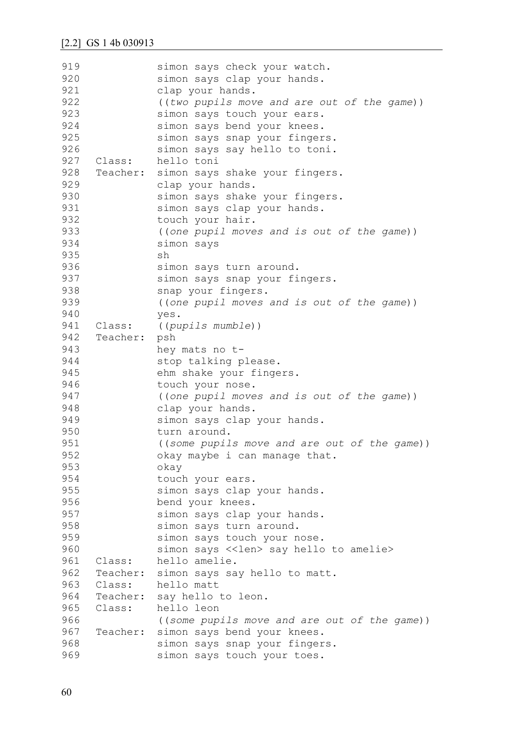[2.2] GS 1 4b 030913

```
919            simon says check your watch.
920            simon says clap your hands.
921            clap your hands.
922            ((two pupils move and are out of the game))
923            simon says touch your ears.
924            simon says bend your knees.
925            simon says snap your fingers.
926            simon says say hello to toni.
927  Class:    hello toni
928  Teacher:  simon says shake your fingers.
929            clap your hands.
930            simon says shake your fingers.
931            simon says clap your hands.
932            touch your hair.
933            ((one pupil moves and is out of the game))
934            simon says
935            sh
936            simon says turn around.
937            simon says snap your fingers.
938            snap your fingers.
939            ((one pupil moves and is out of the game))
940            yes.
941  Class:    ((pupils mumble))
942  Teacher:  psh
943            hey mats no t-
944            stop talking please.
945            ehm shake your fingers.
946            touch your nose.
947            ((one pupil moves and is out of the game))
948            clap your hands.
949            simon says clap your hands.
950            turn around.
951            ((some pupils move and are out of the game))
952            okay maybe i can manage that.
953            okay
954            touch your ears.
955            simon says clap your hands.
956            bend your knees.
957            simon says clap your hands.
958            simon says turn around.
959            simon says touch your nose.
960            simon says <<len> say hello to amelie>
961  Class:    hello amelie.
962  Teacher:  simon says say hello to matt.
963  Class:    hello matt
964  Teacher:  say hello to leon.
965  Class:    hello leon
966            ((some pupils move and are out of the game))
967  Teacher:  simon says bend your knees.
968            simon says snap your fingers.
969            simon says touch your toes.
```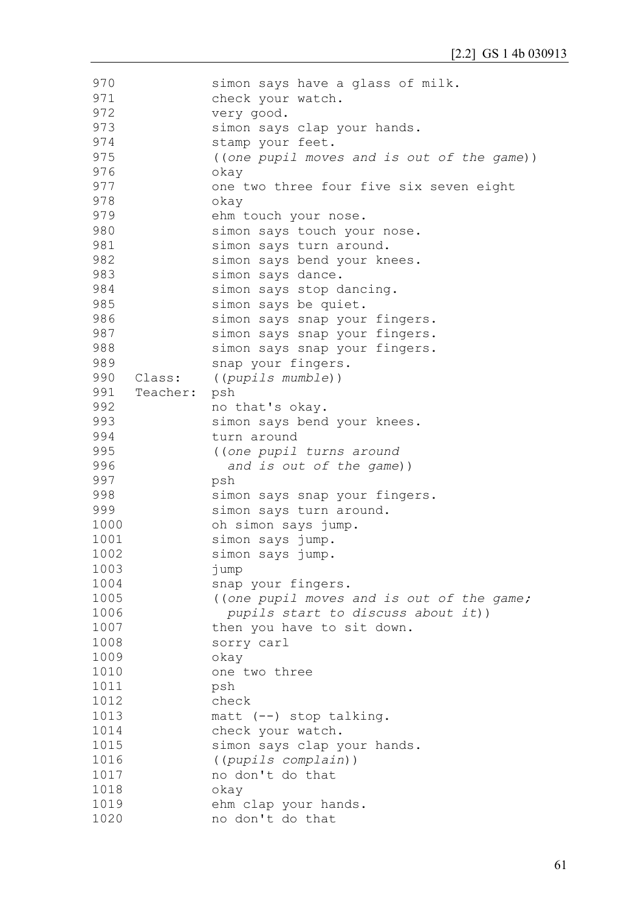```
970              simon says have a glass of milk.
971              check your watch.
972              very good.
973              simon says clap your hands.
974              stamp your feet.
975              ((one pupil moves and is out of the game))
976              okay
977              one two three four five six seven eight
978              okay
979              ehm touch your nose.
980              simon says touch your nose.
981              simon says turn around.
982              simon says bend your knees.
983              simon says dance.
984              simon says stop dancing.
985              simon says be quiet.
986              simon says snap your fingers.
987              simon says snap your fingers.
988              simon says snap your fingers.
989              snap your fingers.
990   Class:     ((pupils mumble))
991   Teacher:   psh
992              no that's okay.
993              simon says bend your knees.
994              turn around
995              ((one pupil turns around
996                and is out of the game))
997              psh
998              simon says snap your fingers.
999              simon says turn around.
1000             oh simon says jump.
1001             simon says jump.
1002             simon says jump.
1003             jump
1004             snap your fingers.
1005             ((one pupil moves and is out of the game;
1006               pupils start to discuss about it))
1007             then you have to sit down.
1008             sorry carl
1009             okay
1010             one two three
1011             psh
1012             check
1013             matt (--) stop talking.
1014             check your watch.
1015             simon says clap your hands.
1016             ((pupils complain))
1017             no don't do that
1018             okay
1019             ehm clap your hands.
1020             no don't do that
```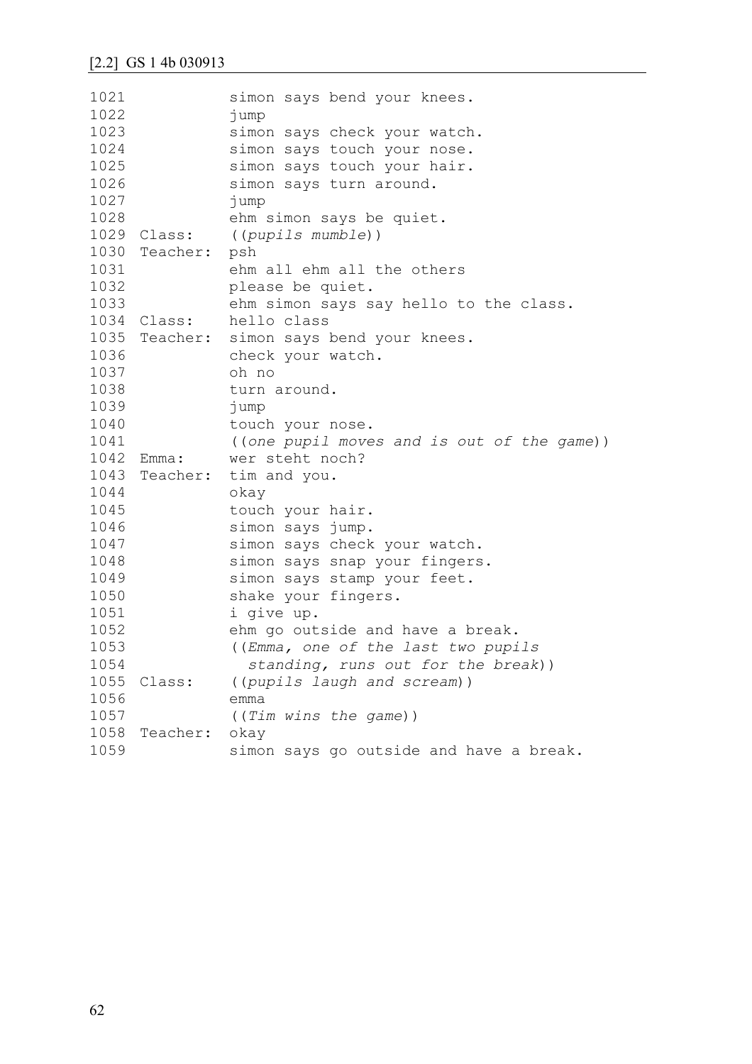## [2.2] GS 1 4b 030913

```
1021            simon says bend your knees.
1022            jump
1023            simon says check your watch.
1024            simon says touch your nose.
1025            simon says touch your hair.
1026            simon says turn around.
1027            jump
1028            ehm simon says be quiet.
1029  Class:    ((pupils mumble))
1030  Teacher:  psh
1031            ehm all ehm all the others
1032            please be quiet.
1033            ehm simon says say hello to the class.
1034  Class:    hello class
1035  Teacher:  simon says bend your knees.
1036            check your watch.
1037            oh no
1038            turn around.
1039            jump
1040            touch your nose.
1041            ((one pupil moves and is out of the game))
1042  Emma:     wer steht noch?
1043  Teacher:  tim and you.
1044            okay
1045            touch your hair.
1046            simon says jump.
1047            simon says check your watch.
1048            simon says snap your fingers.
1049            simon says stamp your feet.
1050            shake your fingers.
1051            i give up.
1052            ehm go outside and have a break.
1053            ((Emma, one of the last two pupils
1054              standing, runs out for the break))
1055  Class:    ((pupils laugh and scream))
1056            emma
1057            ((Tim wins the game))
1058  Teacher:  okay
1059            simon says go outside and have a break.
```